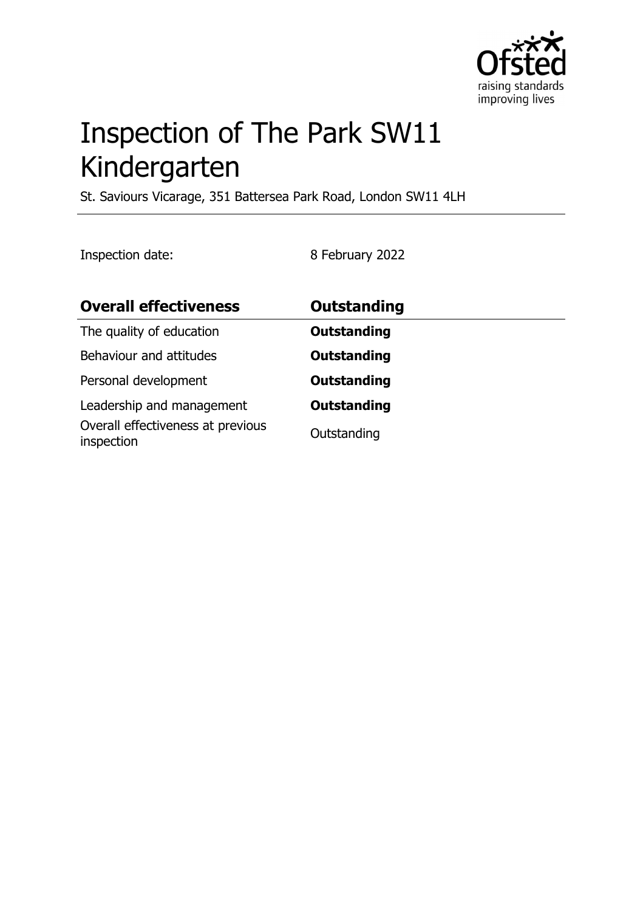# Inspection of The Park SW11 Kindergarten

St. Saviours Vicarage, 351 Battersea Park Road, London SW11 4LH

Inspection date: 8 February 2022

| **Overall effectiveness** | **Outstanding** |
| --- | --- |
| The quality of education | **Outstanding** |
| Behaviour and attitudes | **Outstanding** |
| Personal development | **Outstanding** |
| Leadership and management | **Outstanding** |
| Overall effectiveness at previous inspection | Outstanding |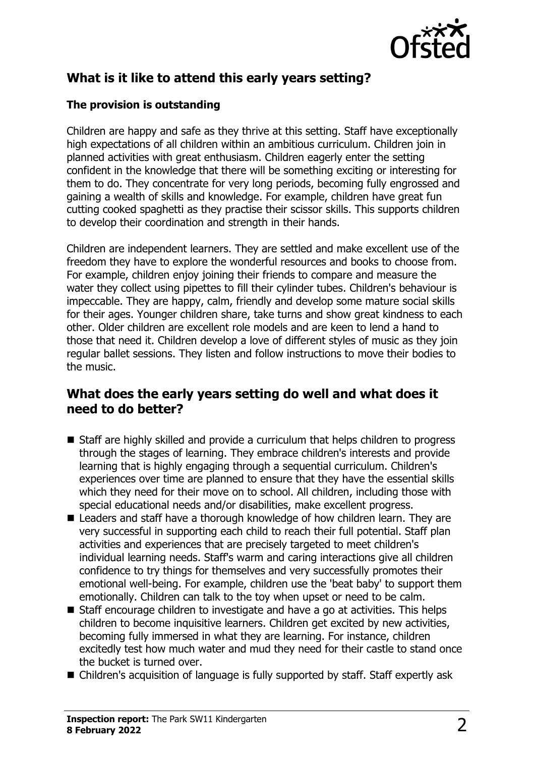## What is it like to attend this early years setting?

### The provision is outstanding

Children are happy and safe as they thrive at this setting. Staff have exceptionally high expectations of all children within an ambitious curriculum. Children join in planned activities with great enthusiasm. Children eagerly enter the setting confident in the knowledge that there will be something exciting or interesting for them to do. They concentrate for very long periods, becoming fully engrossed and gaining a wealth of skills and knowledge. For example, children have great fun cutting cooked spaghetti as they practise their scissor skills. This supports children to develop their coordination and strength in their hands.

Children are independent learners. They are settled and make excellent use of the freedom they have to explore the wonderful resources and books to choose from. For example, children enjoy joining their friends to compare and measure the water they collect using pipettes to fill their cylinder tubes. Children's behaviour is impeccable. They are happy, calm, friendly and develop some mature social skills for their ages. Younger children share, take turns and show great kindness to each other. Older children are excellent role models and are keen to lend a hand to those that need it. Children develop a love of different styles of music as they join regular ballet sessions. They listen and follow instructions to move their bodies to the music.

## What does the early years setting do well and what does it need to do better?

- Staff are highly skilled and provide a curriculum that helps children to progress through the stages of learning. They embrace children's interests and provide learning that is highly engaging through a sequential curriculum. Children's experiences over time are planned to ensure that they have the essential skills which they need for their move on to school. All children, including those with special educational needs and/or disabilities, make excellent progress.
- Leaders and staff have a thorough knowledge of how children learn. They are very successful in supporting each child to reach their full potential. Staff plan activities and experiences that are precisely targeted to meet children's individual learning needs. Staff's warm and caring interactions give all children confidence to try things for themselves and very successfully promotes their emotional well-being. For example, children use the 'beat baby' to support them emotionally. Children can talk to the toy when upset or need to be calm.
- Staff encourage children to investigate and have a go at activities. This helps children to become inquisitive learners. Children get excited by new activities, becoming fully immersed in what they are learning. For instance, children excitedly test how much water and mud they need for their castle to stand once the bucket is turned over.
- Children's acquisition of language is fully supported by staff. Staff expertly ask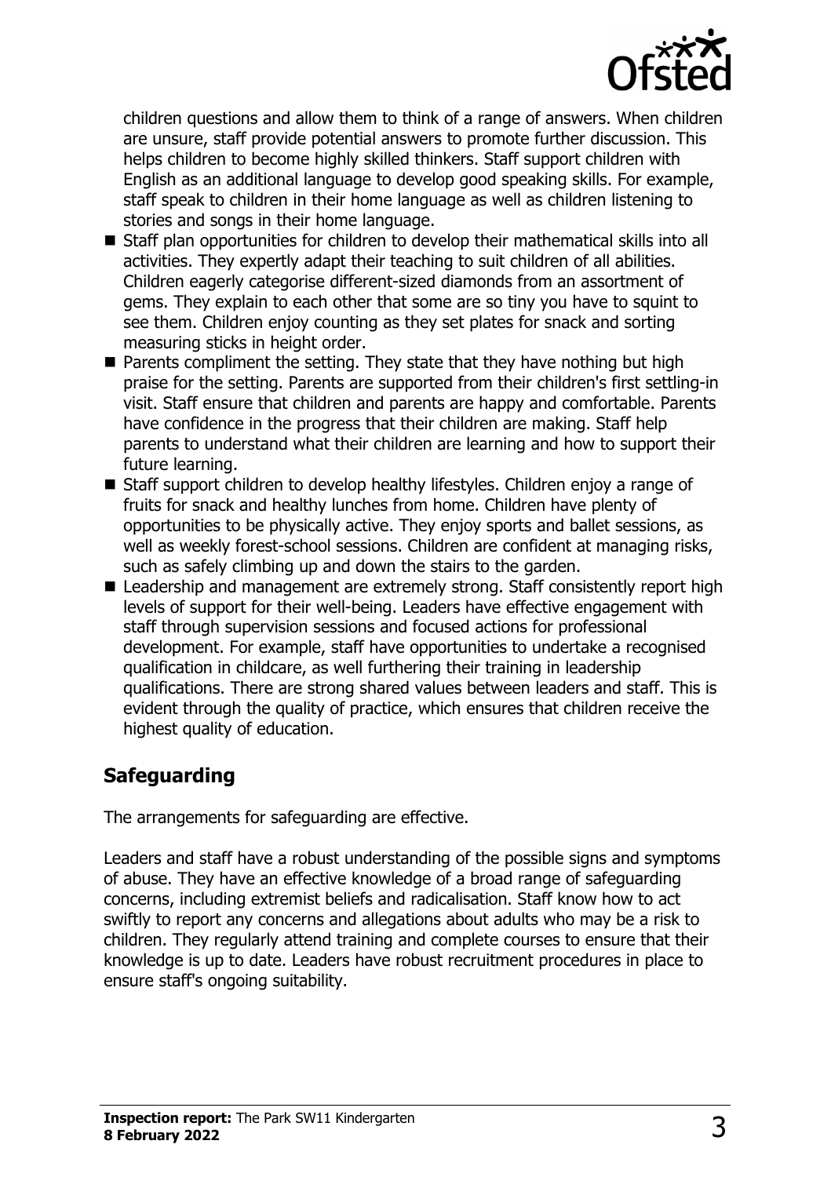children questions and allow them to think of a range of answers. When children are unsure, staff provide potential answers to promote further discussion. This helps children to become highly skilled thinkers. Staff support children with English as an additional language to develop good speaking skills. For example, staff speak to children in their home language as well as children listening to stories and songs in their home language.

- Staff plan opportunities for children to develop their mathematical skills into all activities. They expertly adapt their teaching to suit children of all abilities. Children eagerly categorise different-sized diamonds from an assortment of gems. They explain to each other that some are so tiny you have to squint to see them. Children enjoy counting as they set plates for snack and sorting measuring sticks in height order.
- Parents compliment the setting. They state that they have nothing but high praise for the setting. Parents are supported from their children's first settling-in visit. Staff ensure that children and parents are happy and comfortable. Parents have confidence in the progress that their children are making. Staff help parents to understand what their children are learning and how to support their future learning.
- Staff support children to develop healthy lifestyles. Children enjoy a range of fruits for snack and healthy lunches from home. Children have plenty of opportunities to be physically active. They enjoy sports and ballet sessions, as well as weekly forest-school sessions. Children are confident at managing risks, such as safely climbing up and down the stairs to the garden.
- Leadership and management are extremely strong. Staff consistently report high levels of support for their well-being. Leaders have effective engagement with staff through supervision sessions and focused actions for professional development. For example, staff have opportunities to undertake a recognised qualification in childcare, as well furthering their training in leadership qualifications. There are strong shared values between leaders and staff. This is evident through the quality of practice, which ensures that children receive the highest quality of education.

## Safeguarding

The arrangements for safeguarding are effective.

Leaders and staff have a robust understanding of the possible signs and symptoms of abuse. They have an effective knowledge of a broad range of safeguarding concerns, including extremist beliefs and radicalisation. Staff know how to act swiftly to report any concerns and allegations about adults who may be a risk to children. They regularly attend training and complete courses to ensure that their knowledge is up to date. Leaders have robust recruitment procedures in place to ensure staff's ongoing suitability.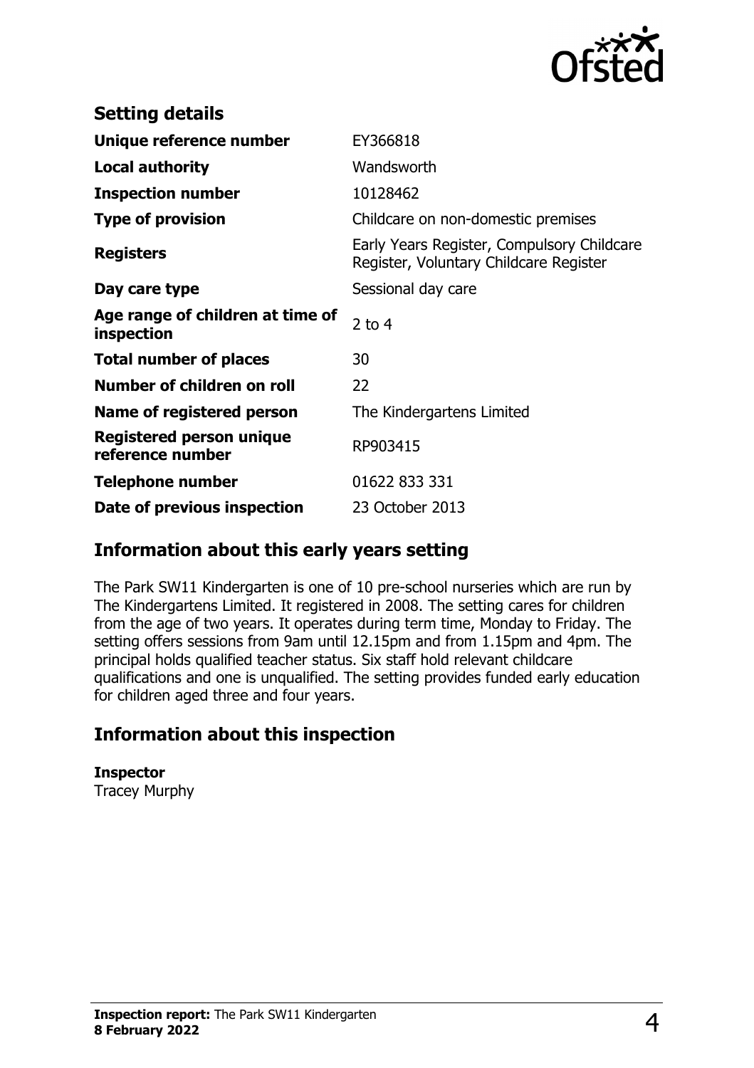## Setting details

| | |
|---|---|
| **Unique reference number** | EY366818 |
| **Local authority** | Wandsworth |
| **Inspection number** | 10128462 |
| **Type of provision** | Childcare on non-domestic premises |
| **Registers** | Early Years Register, Compulsory Childcare Register, Voluntary Childcare Register |
| **Day care type** | Sessional day care |
| **Age range of children at time of inspection** | 2 to 4 |
| **Total number of places** | 30 |
| **Number of children on roll** | 22 |
| **Name of registered person** | The Kindergartens Limited |
| **Registered person unique reference number** | RP903415 |
| **Telephone number** | 01622 833 331 |
| **Date of previous inspection** | 23 October 2013 |

## Information about this early years setting

The Park SW11 Kindergarten is one of 10 pre-school nurseries which are run by The Kindergartens Limited. It registered in 2008. The setting cares for children from the age of two years. It operates during term time, Monday to Friday. The setting offers sessions from 9am until 12.15pm and from 1.15pm and 4pm. The principal holds qualified teacher status. Six staff hold relevant childcare qualifications and one is unqualified. The setting provides funded early education for children aged three and four years.

## Information about this inspection

**Inspector**
Tracey Murphy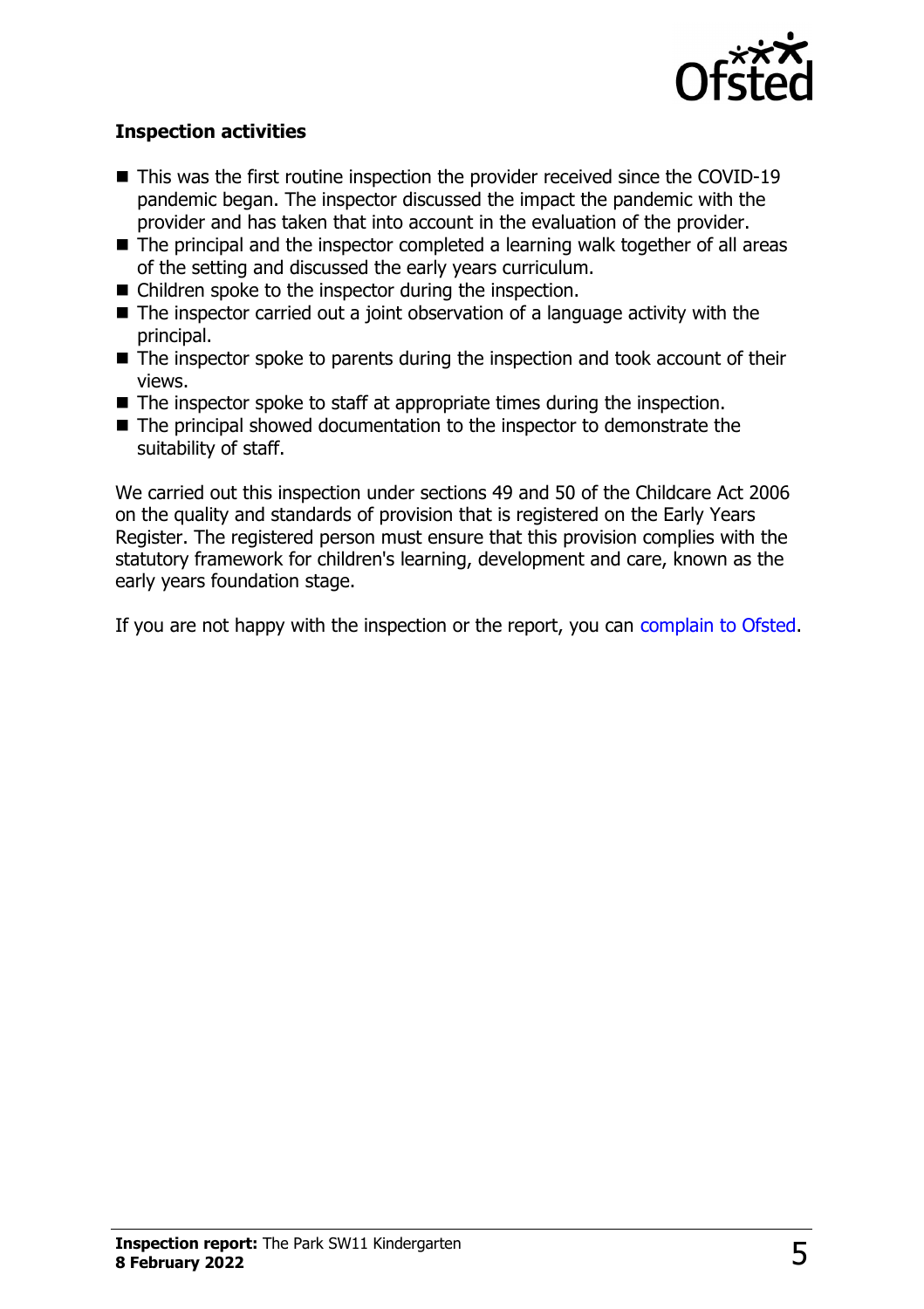### Inspection activities

- This was the first routine inspection the provider received since the COVID-19 pandemic began. The inspector discussed the impact the pandemic with the provider and has taken that into account in the evaluation of the provider.
- The principal and the inspector completed a learning walk together of all areas of the setting and discussed the early years curriculum.
- Children spoke to the inspector during the inspection.
- The inspector carried out a joint observation of a language activity with the principal.
- The inspector spoke to parents during the inspection and took account of their views.
- The inspector spoke to staff at appropriate times during the inspection.
- The principal showed documentation to the inspector to demonstrate the suitability of staff.

We carried out this inspection under sections 49 and 50 of the Childcare Act 2006 on the quality and standards of provision that is registered on the Early Years Register. The registered person must ensure that this provision complies with the statutory framework for children's learning, development and care, known as the early years foundation stage.

If you are not happy with the inspection or the report, you can complain to Ofsted.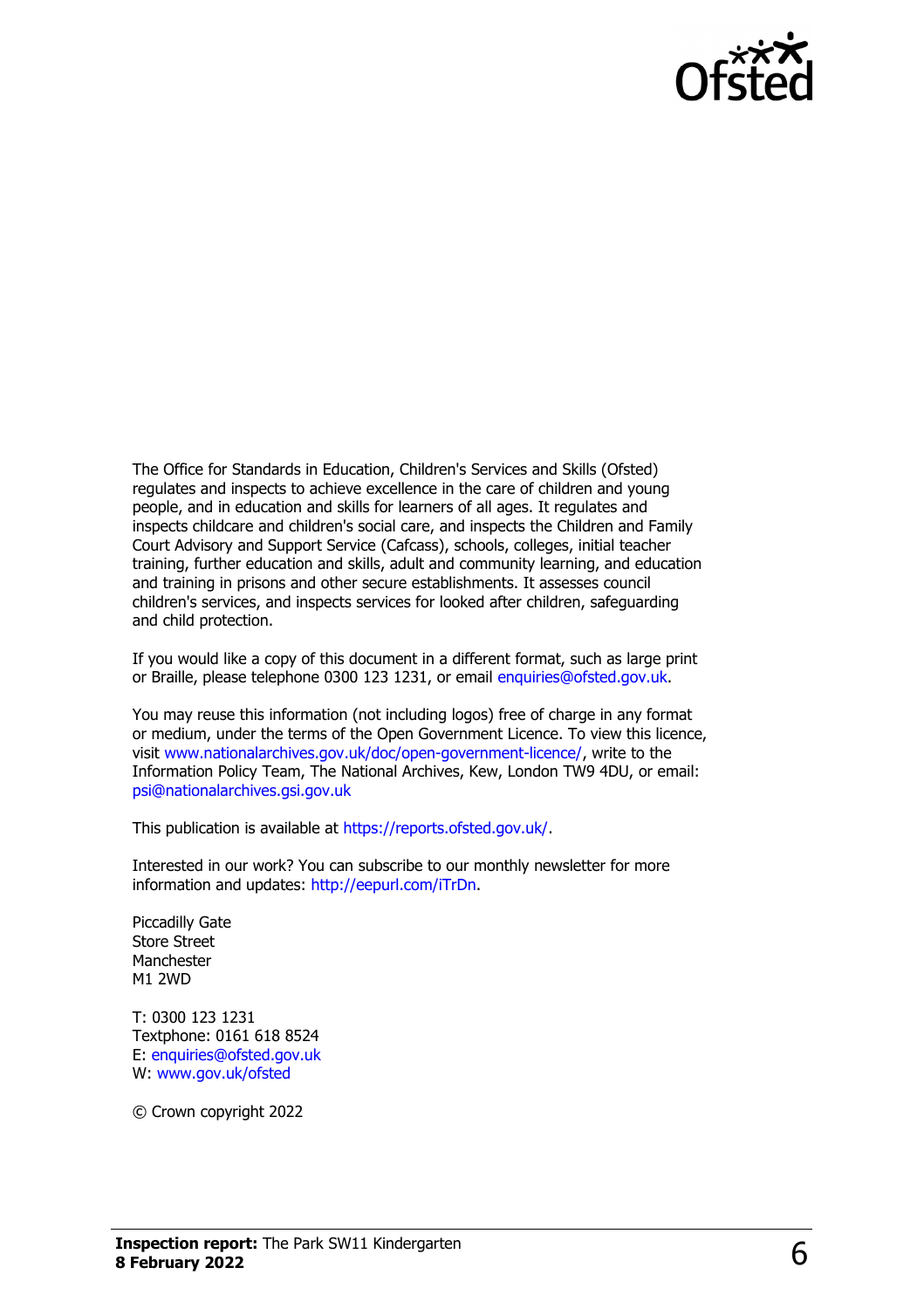The Office for Standards in Education, Children's Services and Skills (Ofsted) regulates and inspects to achieve excellence in the care of children and young people, and in education and skills for learners of all ages. It regulates and inspects childcare and children's social care, and inspects the Children and Family Court Advisory and Support Service (Cafcass), schools, colleges, initial teacher training, further education and skills, adult and community learning, and education and training in prisons and other secure establishments. It assesses council children's services, and inspects services for looked after children, safeguarding and child protection.

If you would like a copy of this document in a different format, such as large print or Braille, please telephone 0300 123 1231, or email enquiries@ofsted.gov.uk.

You may reuse this information (not including logos) free of charge in any format or medium, under the terms of the Open Government Licence. To view this licence, visit www.nationalarchives.gov.uk/doc/open-government-licence/, write to the Information Policy Team, The National Archives, Kew, London TW9 4DU, or email: psi@nationalarchives.gsi.gov.uk

This publication is available at https://reports.ofsted.gov.uk/.

Interested in our work? You can subscribe to our monthly newsletter for more information and updates: http://eepurl.com/iTrDn.

Piccadilly Gate  
Store Street  
Manchester  
M1 2WD

T: 0300 123 1231  
Textphone: 0161 618 8524  
E: enquiries@ofsted.gov.uk  
W: www.gov.uk/ofsted

© Crown copyright 2022